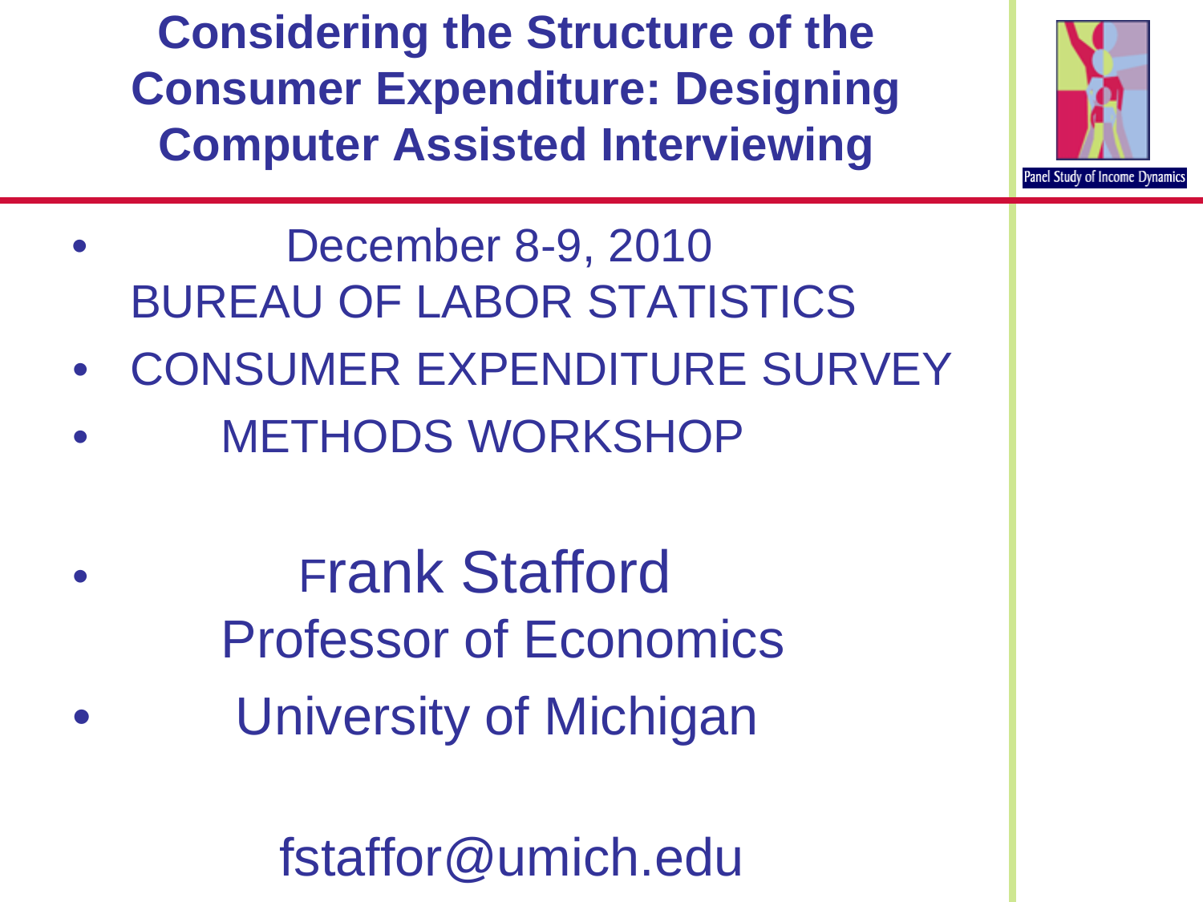# Considering the Structure of the Consumer Expenditure: Designing Computer Assisted Interviewing

Panel Study of Income Dynamics

- December 8-9, 2010
  BUREAU OF LABOR STATISTICS
- CONSUMER EXPENDITURE SURVEY
- METHODS WORKSHOP

- Frank Stafford
  Professor of Economics
- University of Michigan

fstaffor@umich.edu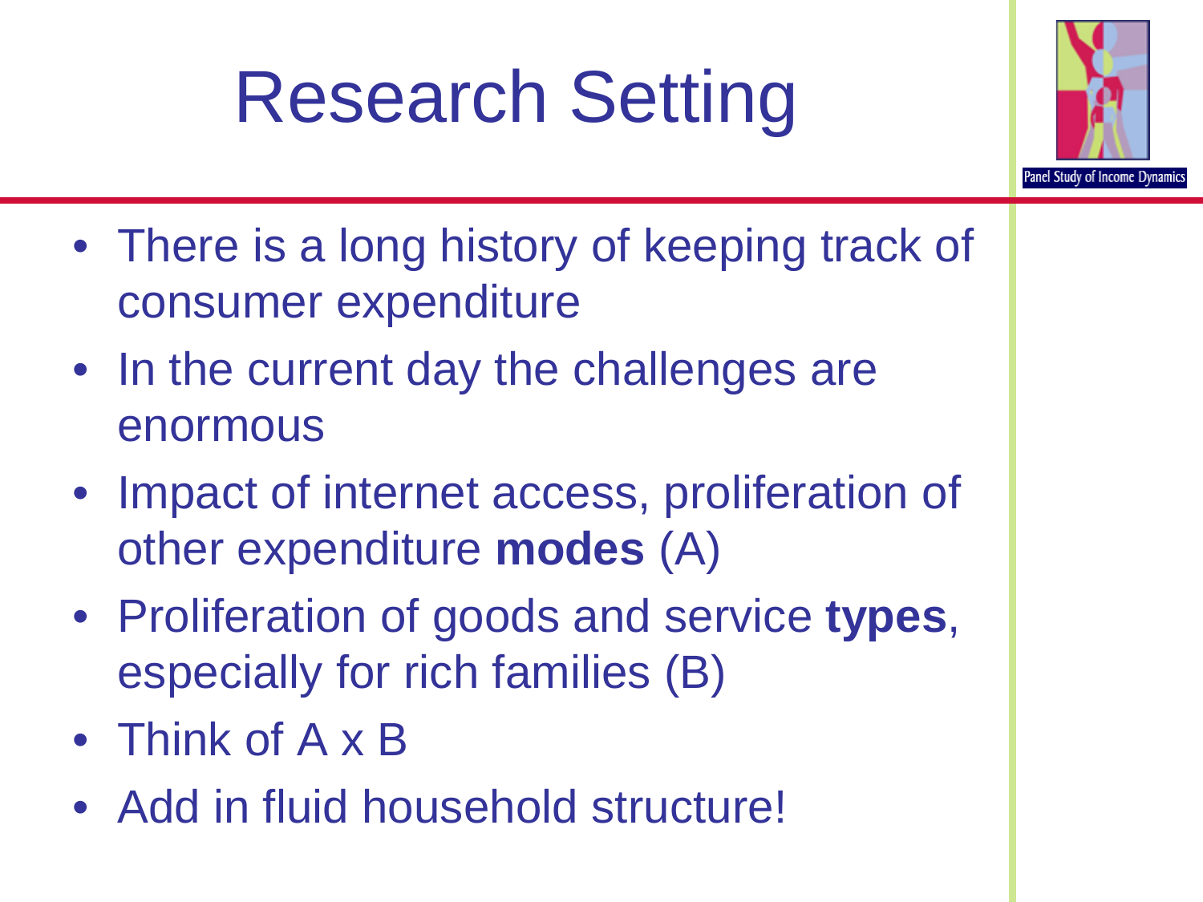# Research Setting

- There is a long history of keeping track of consumer expenditure
- In the current day the challenges are enormous
- Impact of internet access, proliferation of other expenditure **modes** (A)
- Proliferation of goods and service **types**, especially for rich families (B)
- Think of A x B
- Add in fluid household structure!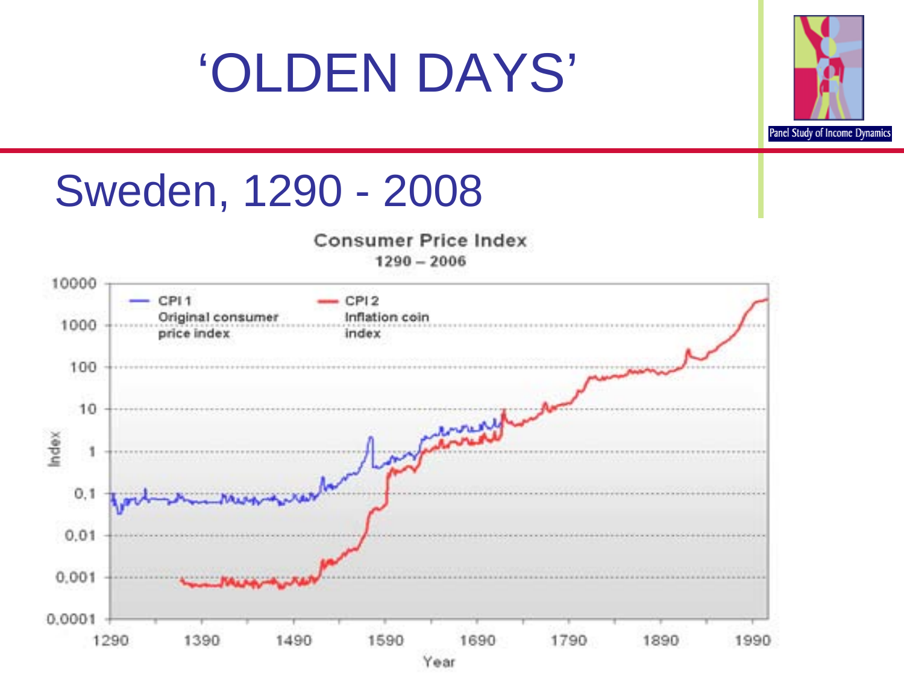# 'OLDEN DAYS'

## Sweden, 1290 - 2008

**Consumer Price Index**

1290 – 2006

CPI 1 — Original consumer price index

CPI 2 — Inflation coin index

Index: 0,0001 – 0,001 – 0,01 – 0,1 – 1 – 10 – 100 – 1000 – 10000

Year: 1290 – 1390 – 1490 – 1590 – 1690 – 1790 – 1890 – 1990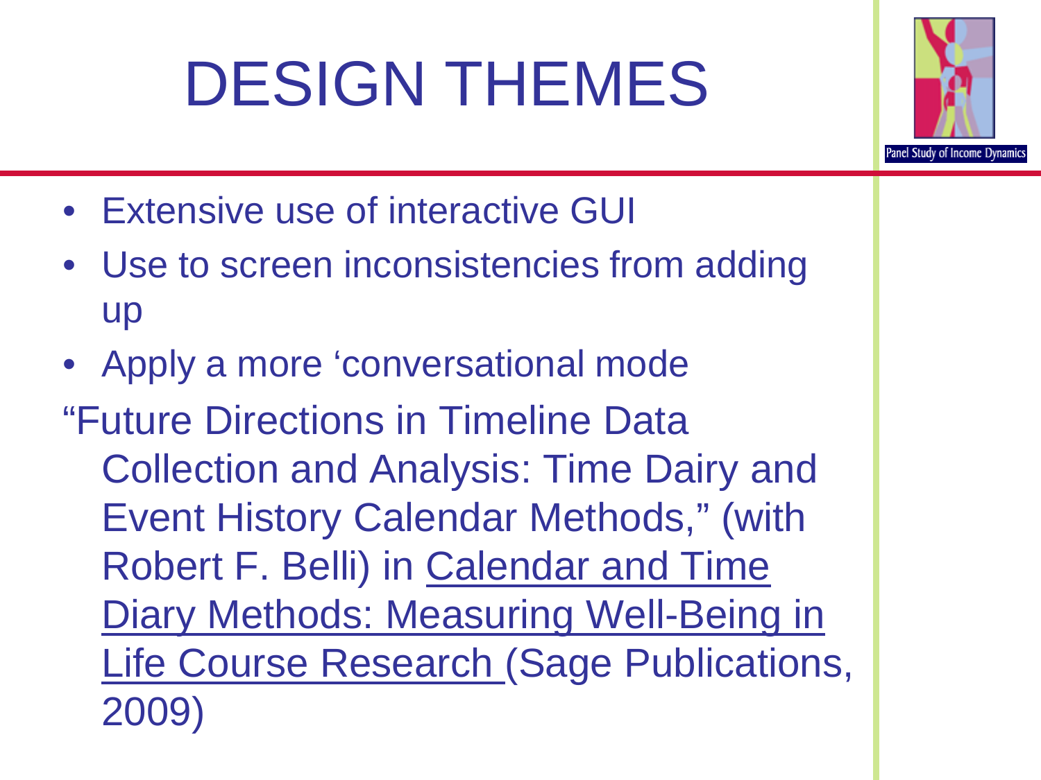# DESIGN THEMES

- Extensive use of interactive GUI
- Use to screen inconsistencies from adding up
- Apply a more 'conversational mode

"Future Directions in Timeline Data Collection and Analysis: Time Dairy and Event History Calendar Methods," (with Robert F. Belli) in Calendar and Time Diary Methods: Measuring Well-Being in Life Course Research (Sage Publications, 2009)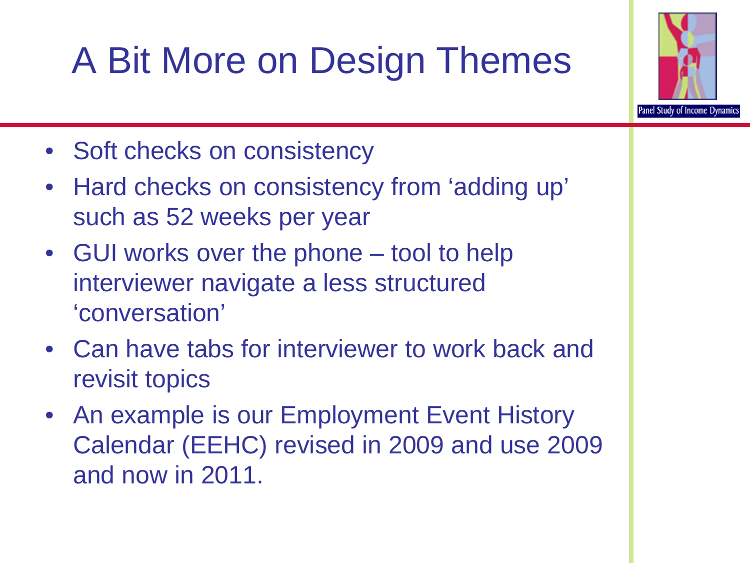# A Bit More on Design Themes

- Soft checks on consistency
- Hard checks on consistency from 'adding up' such as 52 weeks per year
- GUI works over the phone – tool to help interviewer navigate a less structured 'conversation'
- Can have tabs for interviewer to work back and revisit topics
- An example is our Employment Event History Calendar (EEHC) revised in 2009 and use 2009 and now in 2011.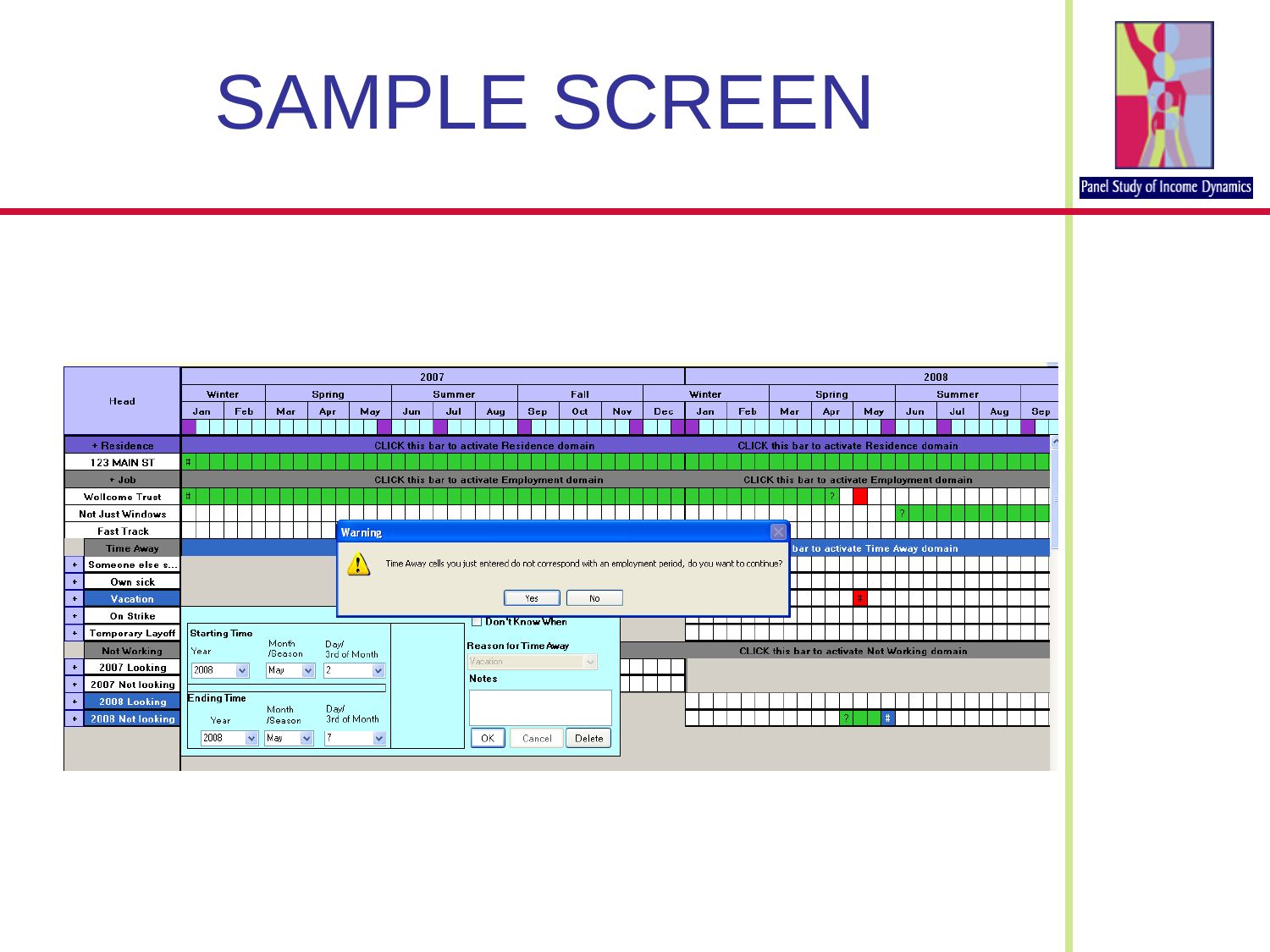# SAMPLE SCREEN

Panel Study of Income Dynamics

| Head | 2007 | | | | | | | | | | | | 2008 | | | | | | | | |
|---|---|---|---|---|---|---|---|---|---|---|---|---|---|---|---|---|---|---|---|---|---|
| | Winter | | Spring | | | Summer | | | Fall | | | Winter | | | Spring | | | Summer | | | |
| | Jan | Feb | Mar | Apr | May | Jun | Jul | Aug | Sep | Oct | Nov | Dec | Jan | Feb | Mar | Apr | May | Jun | Jul | Aug | Sep |

+ Residence — CLICK this bar to activate Residence domain
123 MAIN ST
+ Job — CLICK this bar to activate Employment domain
Wellcome Trust
Not Just Windows
Fast Track
Time Away — bar to activate Time Away domain
Someone else s...
Own sick
Vacation
On Strike
Temporary Layoff
Not Working — CLICK this bar to activate Not Working domain
2007 Looking
2007 Not looking
2008 Looking
2008 Not looking

**Warning**

Time Away cells you just entered do not correspond with an employment period, do you want to continue?

Yes | No

Starting Time — Year: 2008; Month /Season: May; Day/ 3rd of Month: 2

Ending Time — Year: 2008; Month /Season: May; Day/ 3rd of Month: 7

Don't Know When

Reason for Time Away: Vacation

Notes

OK | Cancel | Delete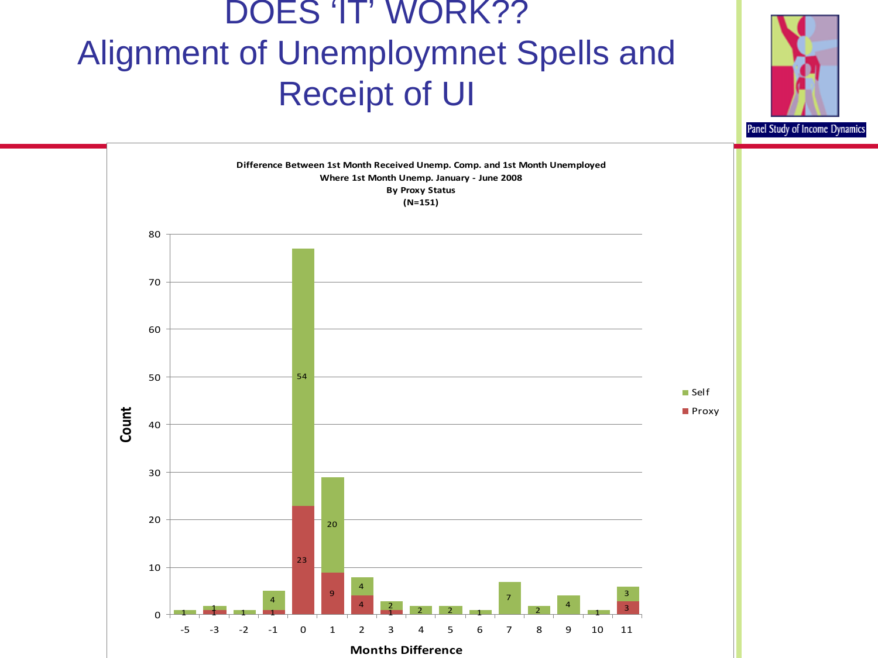# DOES 'IT' WORK??
# Alignment of Unemploymnet Spells and Receipt of UI

**Difference Between 1st Month Received Unemp. Comp. and 1st Month Unemployed**
**Where 1st Month Unemp. January - June 2008**
**By Proxy Status**
**(N=151)**

| Months Difference | Proxy | Self |
|---|---|---|
| -5 | | 1 |
| -3 | 1 | 1 |
| -2 | | 1 |
| -1 | 1 | 4 |
| 0 | 23 | 54 |
| 1 | 9 | 20 |
| 2 | 4 | 4 |
| 3 | 1 | 2 |
| 4 | | 2 |
| 5 | | 2 |
| 6 | | 1 |
| 7 | | 7 |
| 8 | | 2 |
| 9 | | 4 |
| 10 | | 1 |
| 11 | 3 | 3 |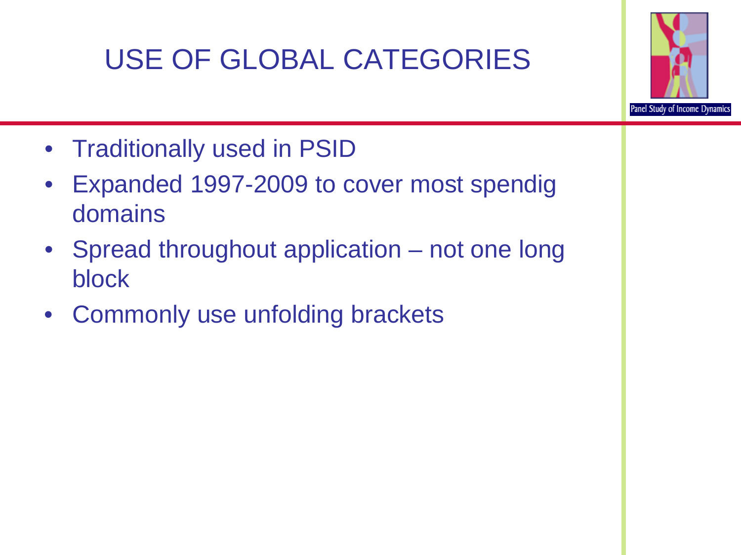# USE OF GLOBAL CATEGORIES

- Traditionally used in PSID
- Expanded 1997-2009 to cover most spendig domains
- Spread throughout application – not one long block
- Commonly use unfolding brackets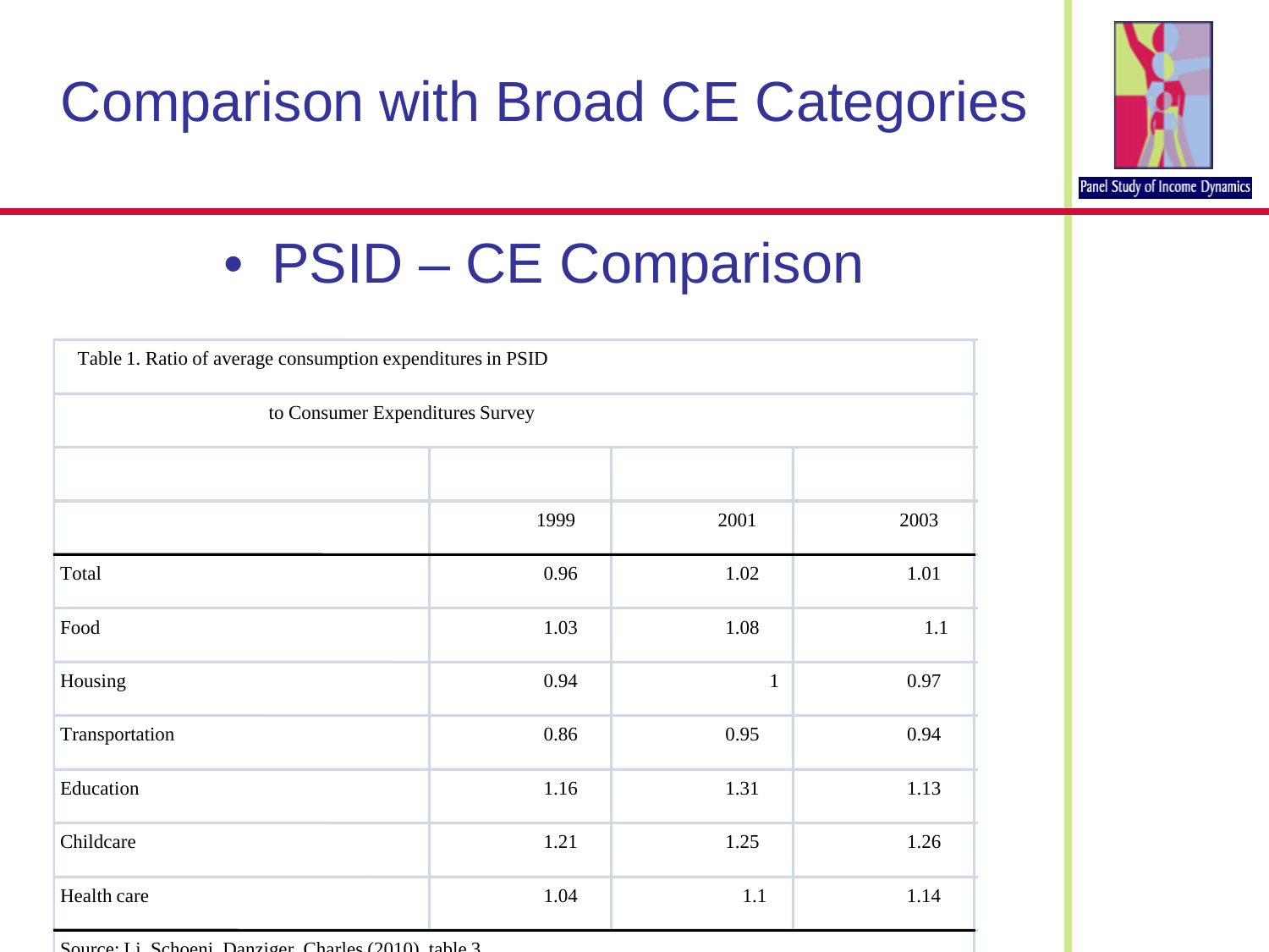# Comparison with Broad CE Categories

- PSID – CE Comparison

Table 1. Ratio of average consumption expenditures in PSID to Consumer Expenditures Survey

| | 1999 | 2001 | 2003 |
|---|---|---|---|
| Total | 0.96 | 1.02 | 1.01 |
| Food | 1.03 | 1.08 | 1.1 |
| Housing | 0.94 | 1 | 0.97 |
| Transportation | 0.86 | 0.95 | 0.94 |
| Education | 1.16 | 1.31 | 1.13 |
| Childcare | 1.21 | 1.25 | 1.26 |
| Health care | 1.04 | 1.1 | 1.14 |

Source: Li, Schoeni, Danziger, Charles (2010), table 3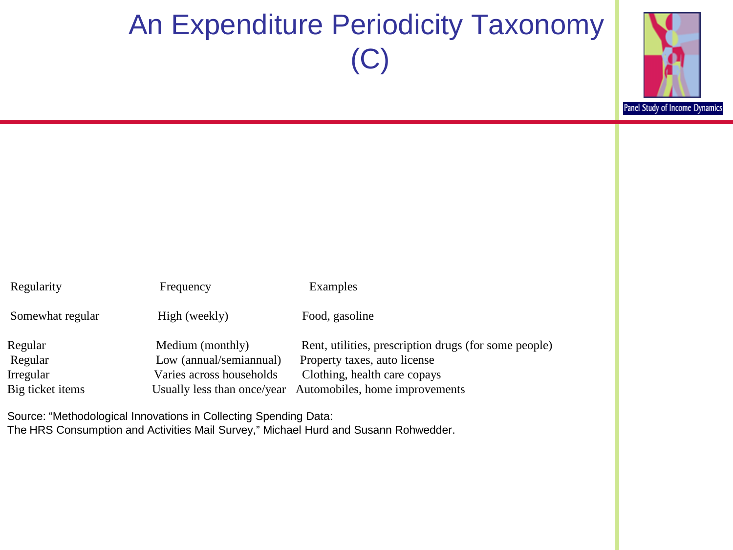# An Expenditure Periodicity Taxonomy (C)

| Regularity | Frequency | Examples |
| --- | --- | --- |
| Somewhat regular | High (weekly) | Food, gasoline |
| Regular | Medium (monthly) | Rent, utilities, prescription drugs (for some people) |
| Regular | Low (annual/semiannual) | Property taxes, auto license |
| Irregular | Varies across households | Clothing, health care copays |
| Big ticket items | Usually less than once/year | Automobiles, home improvements |

Source: "Methodological Innovations in Collecting Spending Data: The HRS Consumption and Activities Mail Survey," Michael Hurd and Susann Rohwedder.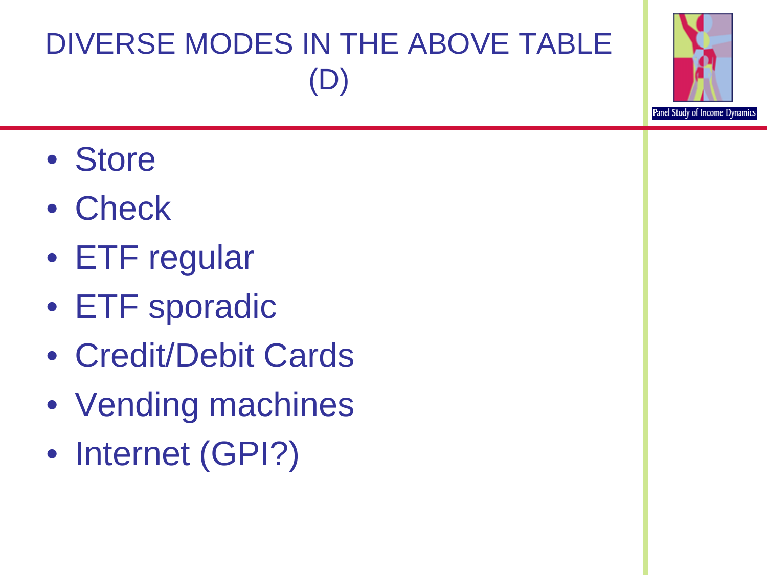# DIVERSE MODES IN THE ABOVE TABLE (D)

- Store
- Check
- ETF regular
- ETF sporadic
- Credit/Debit Cards
- Vending machines
- Internet (GPI?)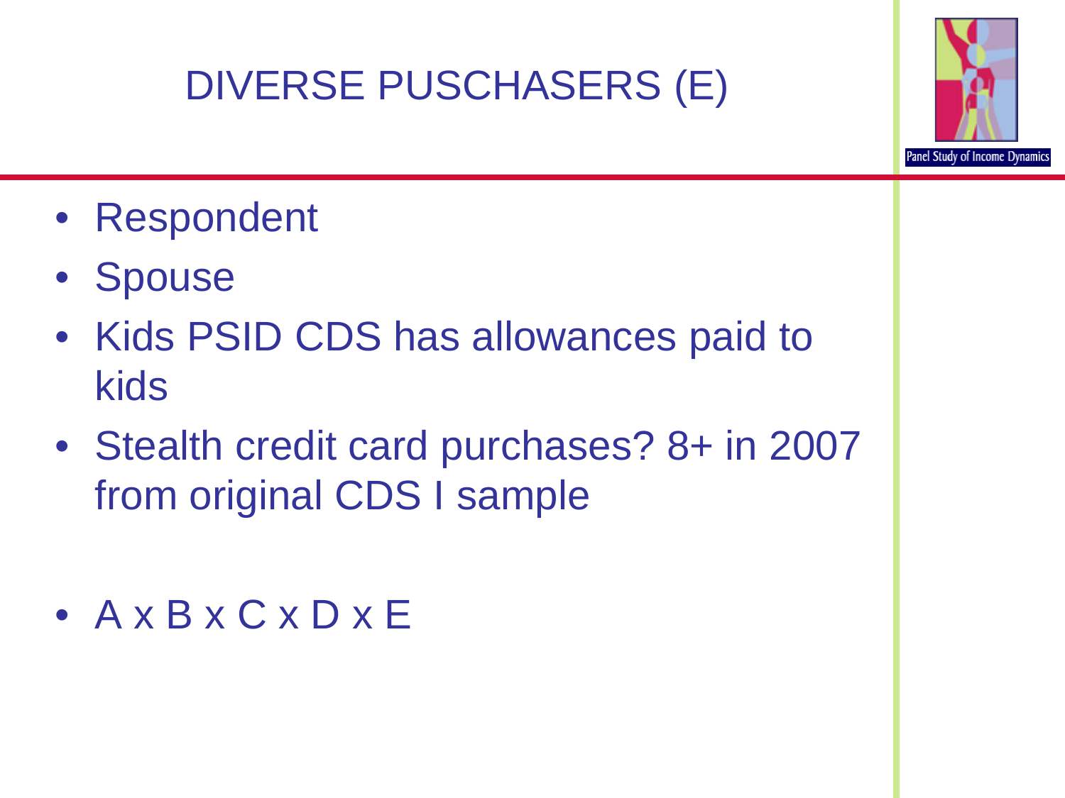# DIVERSE PUSCHASERS (E)

- Respondent
- Spouse
- Kids PSID CDS has allowances paid to kids
- Stealth credit card purchases? 8+ in 2007 from original CDS I sample
- A x B x C x D x E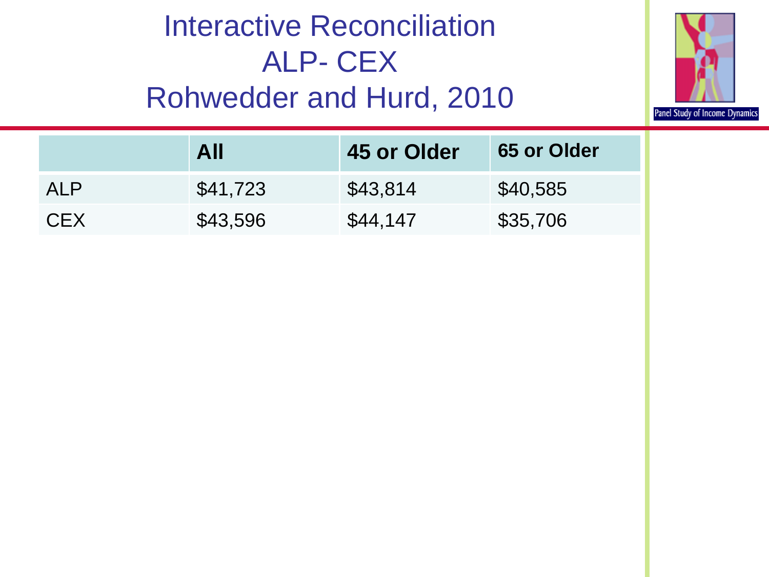# Interactive Reconciliation ALP- CEX Rohwedder and Hurd, 2010

| | **All** | **45 or Older** | **65 or Older** |
|---|---|---|---|
| ALP | $41,723 | $43,814 | $40,585 |
| CEX | $43,596 | $44,147 | $35,706 |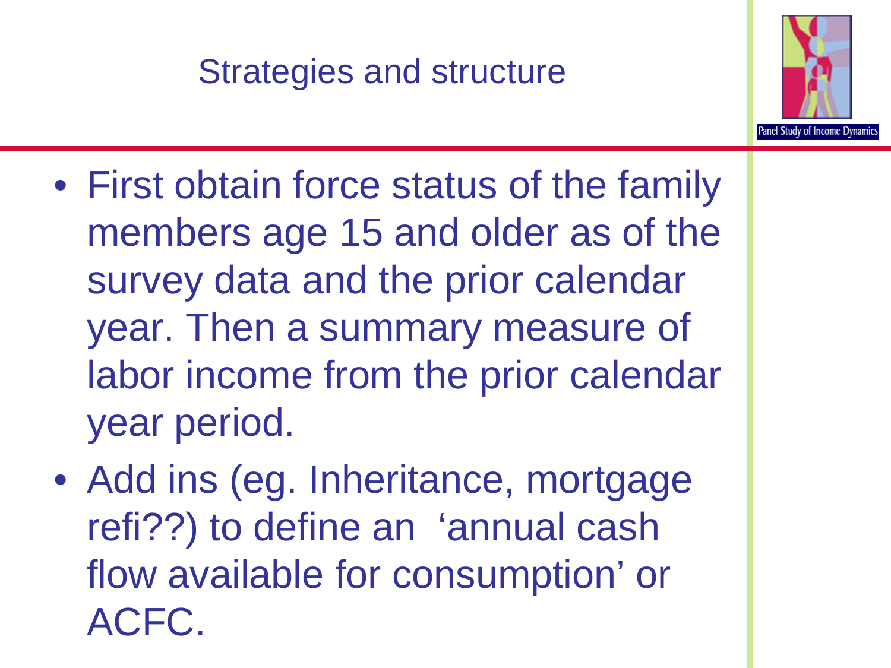## Strategies and structure

- First obtain force status of the family members age 15 and older as of the survey data and the prior calendar year. Then a summary measure of labor income from the prior calendar year period.
- Add ins (eg. Inheritance, mortgage refi??) to define an 'annual cash flow available for consumption' or ACFC.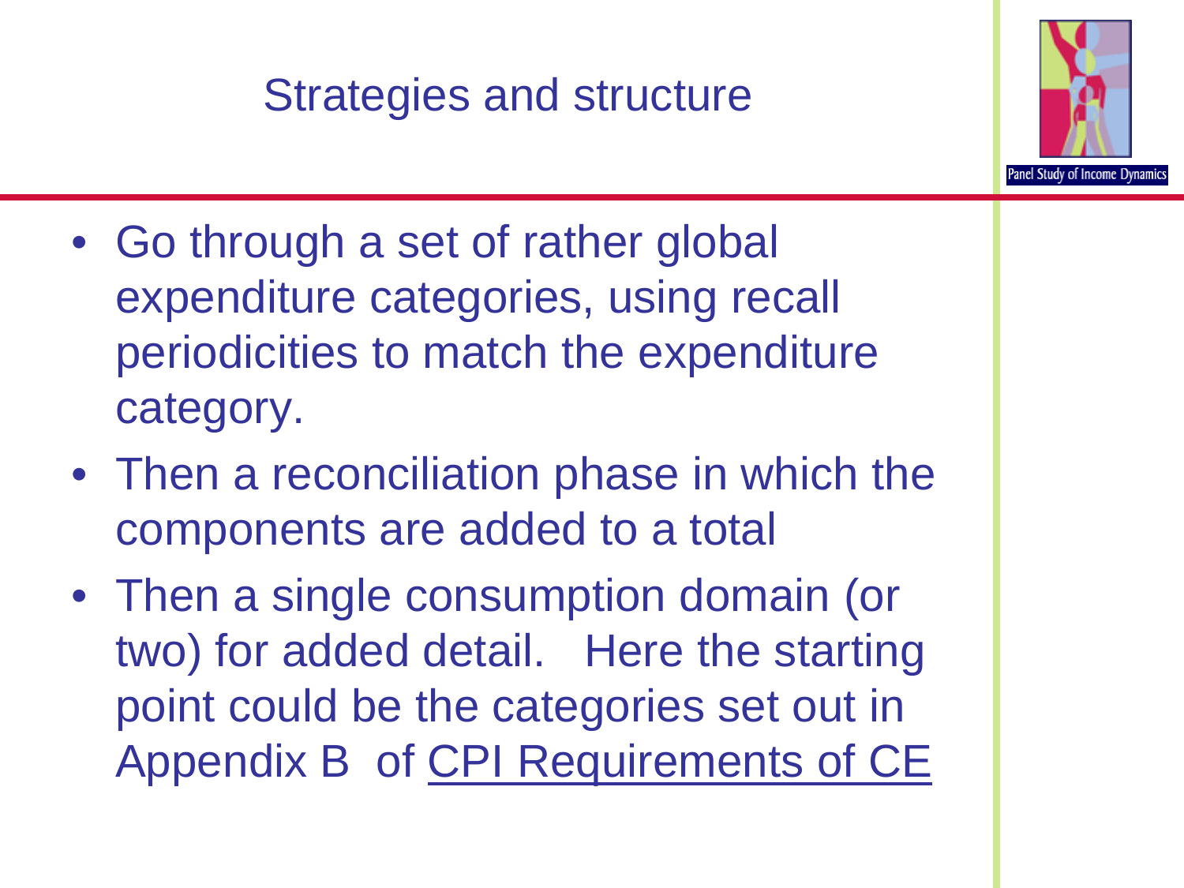# Strategies and structure

- Go through a set of rather global expenditure categories, using recall periodicities to match the expenditure category.
- Then a reconciliation phase in which the components are added to a total
- Then a single consumption domain (or two) for added detail. Here the starting point could be the categories set out in Appendix B of CPI Requirements of CE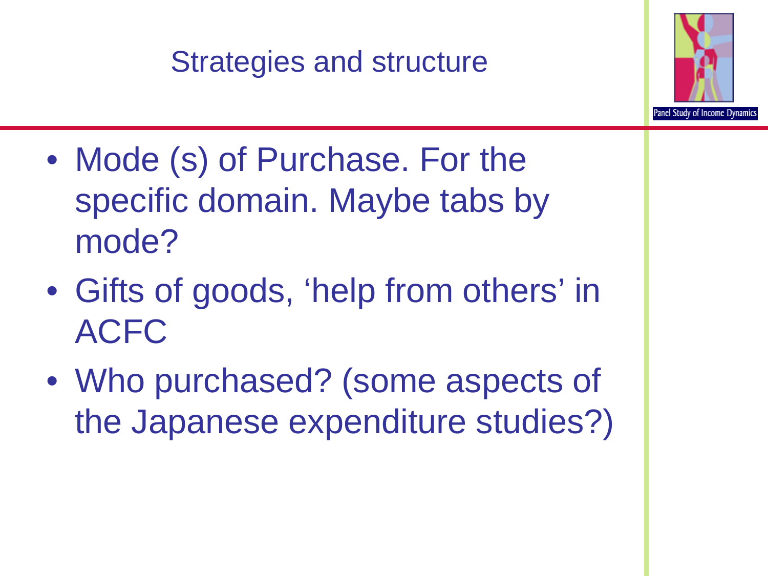# Strategies and structure

- Mode (s) of Purchase. For the specific domain. Maybe tabs by mode?
- Gifts of goods, 'help from others' in ACFC
- Who purchased? (some aspects of the Japanese expenditure studies?)